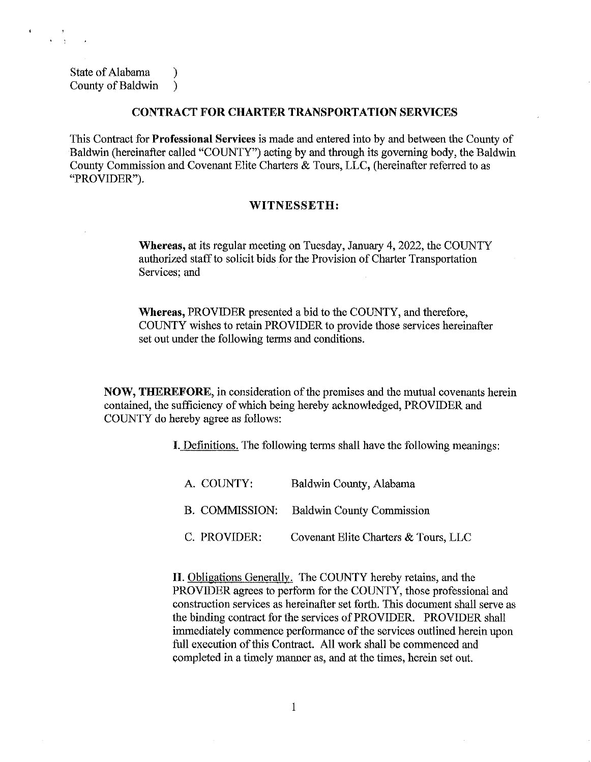State of Alabama )
County of Baldwin )

## CONTRACT FOR CHARTER TRANSPORTATION SERVICES

This Contract for **Professional Services** is made and entered into by and between the County of Baldwin (hereinafter called "COUNTY") acting by and through its governing body, the Baldwin County Commission and Covenant Elite Charters & Tours, LLC, (hereinafter referred to as "PROVIDER").

## WITNESSETH:

**Whereas,** at its regular meeting on Tuesday, January 4, 2022, the COUNTY authorized staff to solicit bids for the Provision of Charter Transportation Services; and

**Whereas,** PROVIDER presented a bid to the COUNTY, and therefore, COUNTY wishes to retain PROVIDER to provide those services hereinafter set out under the following terms and conditions.

**NOW, THEREFORE,** in consideration of the premises and the mutual covenants herein contained, the sufficiency of which being hereby acknowledged, PROVIDER and COUNTY do hereby agree as follows:

**I.** Definitions. The following terms shall have the following meanings:

A. COUNTY: Baldwin County, Alabama

B. COMMISSION: Baldwin County Commission

C. PROVIDER: Covenant Elite Charters & Tours, LLC

**II.** Obligations Generally. The COUNTY hereby retains, and the PROVIDER agrees to perform for the COUNTY, those professional and construction services as hereinafter set forth. This document shall serve as the binding contract for the services of PROVIDER. PROVIDER shall immediately commence performance of the services outlined herein upon full execution of this Contract. All work shall be commenced and completed in a timely manner as, and at the times, herein set out.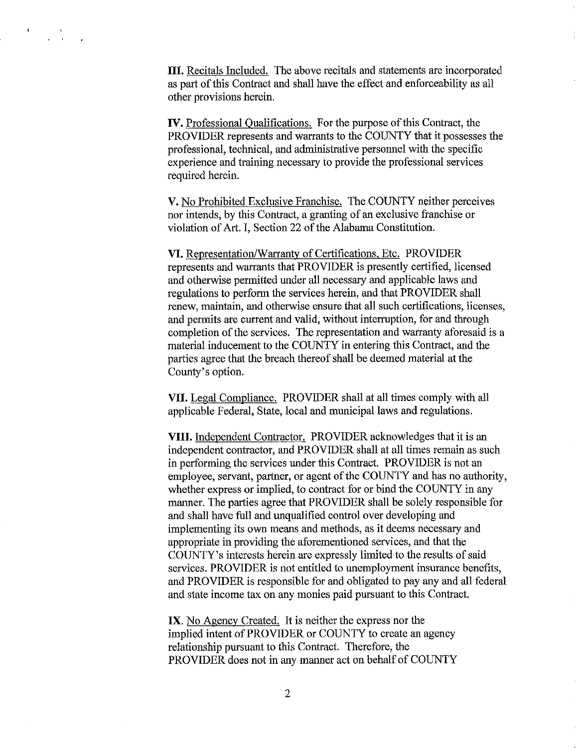**III.** Recitals Included. The above recitals and statements are incorporated as part of this Contract and shall have the effect and enforceability as all other provisions herein.

**IV.** Professional Qualifications. For the purpose of this Contract, the PROVIDER represents and warrants to the COUNTY that it possesses the professional, technical, and administrative personnel with the specific experience and training necessary to provide the professional services required herein.

**V.** No Prohibited Exclusive Franchise. The COUNTY neither perceives nor intends, by this Contract, a granting of an exclusive franchise or violation of Art. I, Section 22 of the Alabama Constitution.

**VI.** Representation/Warranty of Certifications, Etc. PROVIDER represents and warrants that PROVIDER is presently certified, licensed and otherwise permitted under all necessary and applicable laws and regulations to perform the services herein, and that PROVIDER shall renew, maintain, and otherwise ensure that all such certifications, licenses, and permits are current and valid, without interruption, for and through completion of the services. The representation and warranty aforesaid is a material inducement to the COUNTY in entering this Contract, and the parties agree that the breach thereof shall be deemed material at the County's option.

**VII.** Legal Compliance. PROVIDER shall at all times comply with all applicable Federal, State, local and municipal laws and regulations.

**VIII.** Independent Contractor. PROVIDER acknowledges that it is an independent contractor, and PROVIDER shall at all times remain as such in performing the services under this Contract. PROVIDER is not an employee, servant, partner, or agent of the COUNTY and has no authority, whether express or implied, to contract for or bind the COUNTY in any manner. The parties agree that PROVIDER shall be solely responsible for and shall have full and unqualified control over developing and implementing its own means and methods, as it deems necessary and appropriate in providing the aforementioned services, and that the COUNTY's interests herein are expressly limited to the results of said services. PROVIDER is not entitled to unemployment insurance benefits, and PROVIDER is responsible for and obligated to pay any and all federal and state income tax on any monies paid pursuant to this Contract.

**IX**. No Agency Created. It is neither the express nor the implied intent of PROVIDER or COUNTY to create an agency relationship pursuant to this Contract. Therefore, the PROVIDER does not in any manner act on behalf of COUNTY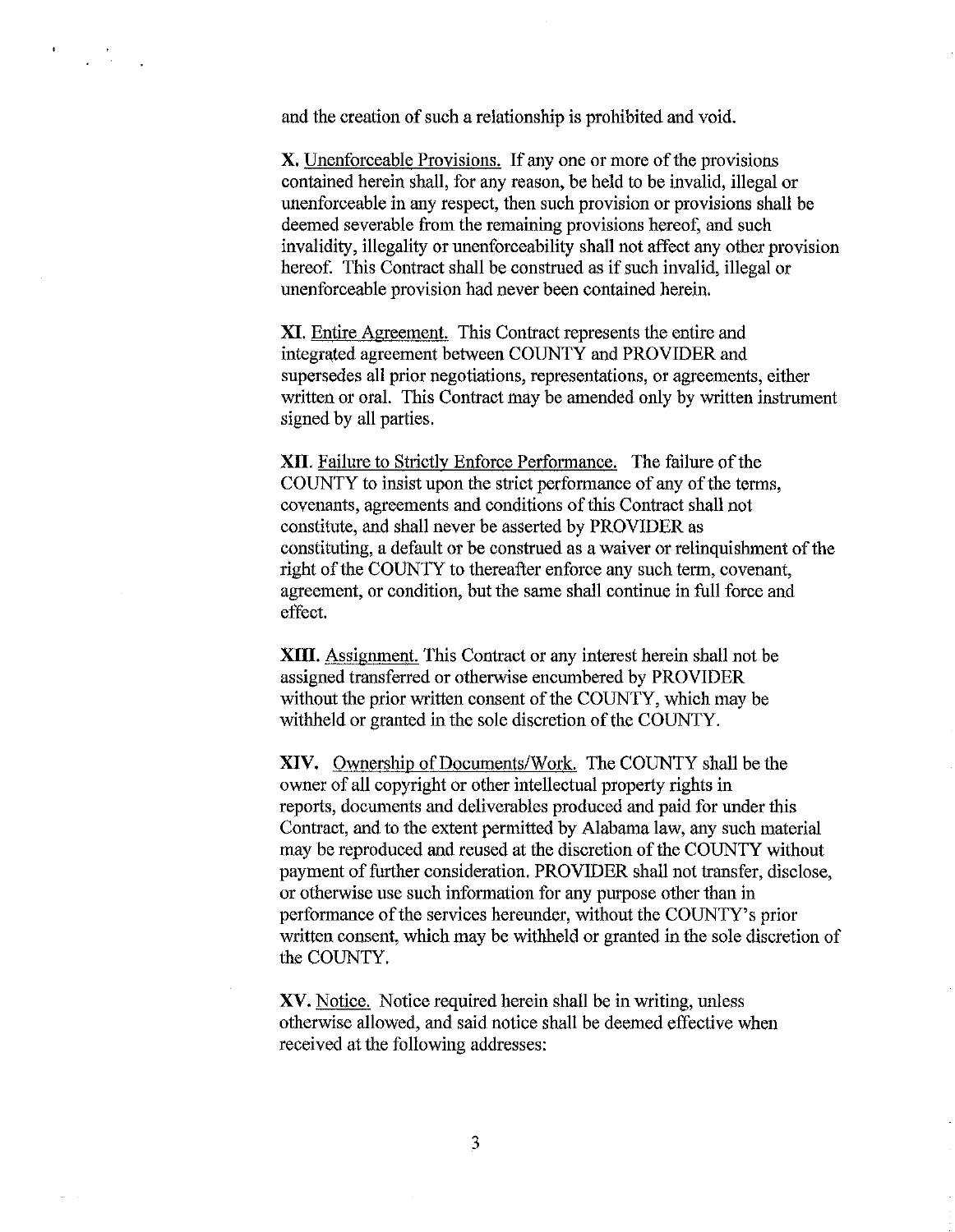and the creation of such a relationship is prohibited and void.

**X.** Unenforceable Provisions. If any one or more of the provisions contained herein shall, for any reason, be held to be invalid, illegal or unenforceable in any respect, then such provision or provisions shall be deemed severable from the remaining provisions hereof, and such invalidity, illegality or unenforceability shall not affect any other provision hereof. This Contract shall be construed as if such invalid, illegal or unenforceable provision had never been contained herein.

**XI.** Entire Agreement. This Contract represents the entire and integrated agreement between COUNTY and PROVIDER and supersedes all prior negotiations, representations, or agreements, either written or oral. This Contract may be amended only by written instrument signed by all parties.

**XII.** Failure to Strictly Enforce Performance. The failure of the COUNTY to insist upon the strict performance of any of the terms, covenants, agreements and conditions of this Contract shall not constitute, and shall never be asserted by PROVIDER as constituting, a default or be construed as a waiver or relinquishment of the right of the COUNTY to thereafter enforce any such term, covenant, agreement, or condition, but the same shall continue in full force and effect.

**XIII.** Assignment. This Contract or any interest herein shall not be assigned transferred or otherwise encumbered by PROVIDER without the prior written consent of the COUNTY, which may be withheld or granted in the sole discretion of the COUNTY.

**XIV.** Ownership of Documents/Work. The COUNTY shall be the owner of all copyright or other intellectual property rights in reports, documents and deliverables produced and paid for under this Contract, and to the extent permitted by Alabama law, any such material may be reproduced and reused at the discretion of the COUNTY without payment of further consideration. PROVIDER shall not transfer, disclose, or otherwise use such information for any purpose other than in performance of the services hereunder, without the COUNTY's prior written consent, which may be withheld or granted in the sole discretion of the COUNTY.

**XV.** Notice. Notice required herein shall be in writing, unless otherwise allowed, and said notice shall be deemed effective when received at the following addresses: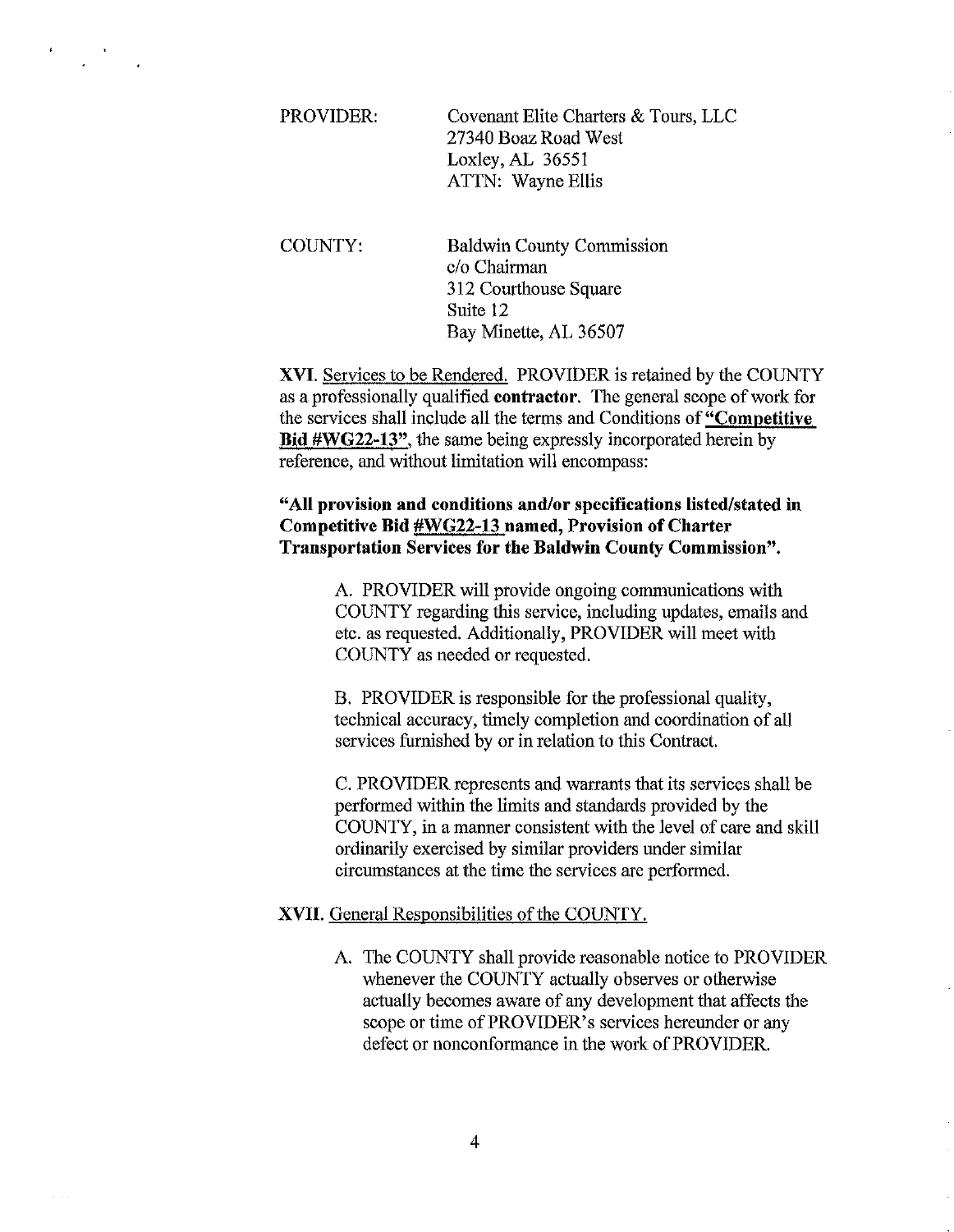PROVIDER: Covenant Elite Charters & Tours, LLC
27340 Boaz Road West
Loxley, AL 36551
ATTN: Wayne Ellis

COUNTY: Baldwin County Commission
c/o Chairman
312 Courthouse Square
Suite 12
Bay Minette, AL 36507

**XVI.** <u>Services to be Rendered.</u> PROVIDER is retained by the COUNTY as a professionally qualified **contractor**. The general scope of work for the services shall include all the terms and Conditions of **<u>"Competitive Bid #WG22-13"</u>**, the same being expressly incorporated herein by reference, and without limitation will encompass:

**"All provision and conditions and/or specifications listed/stated in Competitive Bid <u>#WG22-13</u> named, Provision of Charter Transportation Services for the Baldwin County Commission".**

A. PROVIDER will provide ongoing communications with COUNTY regarding this service, including updates, emails and etc. as requested. Additionally, PROVIDER will meet with COUNTY as needed or requested.

B. PROVIDER is responsible for the professional quality, technical accuracy, timely completion and coordination of all services furnished by or in relation to this Contract.

C. PROVIDER represents and warrants that its services shall be performed within the limits and standards provided by the COUNTY, in a manner consistent with the level of care and skill ordinarily exercised by similar providers under similar circumstances at the time the services are performed.

**XVII.** <u>General Responsibilities of the COUNTY.</u>

A. The COUNTY shall provide reasonable notice to PROVIDER whenever the COUNTY actually observes or otherwise actually becomes aware of any development that affects the scope or time of PROVIDER's services hereunder or any defect or nonconformance in the work of PROVIDER.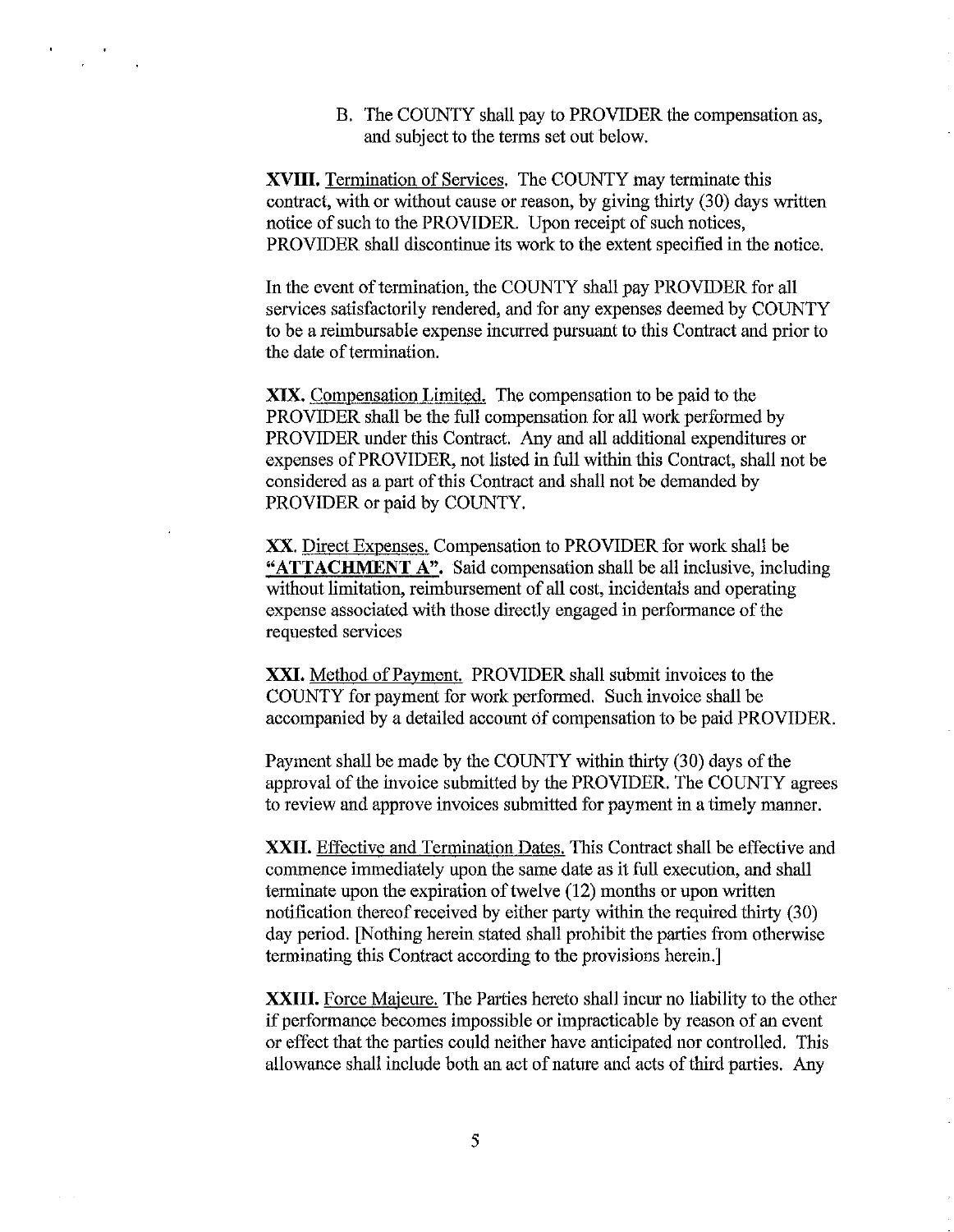B. The COUNTY shall pay to PROVIDER the compensation as, and subject to the terms set out below.

**XVIII.** Termination of Services. The COUNTY may terminate this contract, with or without cause or reason, by giving thirty (30) days written notice of such to the PROVIDER. Upon receipt of such notices, PROVIDER shall discontinue its work to the extent specified in the notice.

In the event of termination, the COUNTY shall pay PROVIDER for all services satisfactorily rendered, and for any expenses deemed by COUNTY to be a reimbursable expense incurred pursuant to this Contract and prior to the date of termination.

**XIX.** Compensation Limited. The compensation to be paid to the PROVIDER shall be the full compensation for all work performed by PROVIDER under this Contract. Any and all additional expenditures or expenses of PROVIDER, not listed in full within this Contract, shall not be considered as a part of this Contract and shall not be demanded by PROVIDER or paid by COUNTY.

**XX.** Direct Expenses. Compensation to PROVIDER for work shall be **"ATTACHMENT A".** Said compensation shall be all inclusive, including without limitation, reimbursement of all cost, incidentals and operating expense associated with those directly engaged in performance of the requested services

**XXI.** Method of Payment. PROVIDER shall submit invoices to the COUNTY for payment for work performed. Such invoice shall be accompanied by a detailed account of compensation to be paid PROVIDER.

Payment shall be made by the COUNTY within thirty (30) days of the approval of the invoice submitted by the PROVIDER. The COUNTY agrees to review and approve invoices submitted for payment in a timely manner.

**XXII.** Effective and Termination Dates. This Contract shall be effective and commence immediately upon the same date as it full execution, and shall terminate upon the expiration of twelve (12) months or upon written notification thereof received by either party within the required thirty (30) day period. [Nothing herein stated shall prohibit the parties from otherwise terminating this Contract according to the provisions herein.]

**XXIII.** Force Majeure. The Parties hereto shall incur no liability to the other if performance becomes impossible or impracticable by reason of an event or effect that the parties could neither have anticipated nor controlled. This allowance shall include both an act of nature and acts of third parties. Any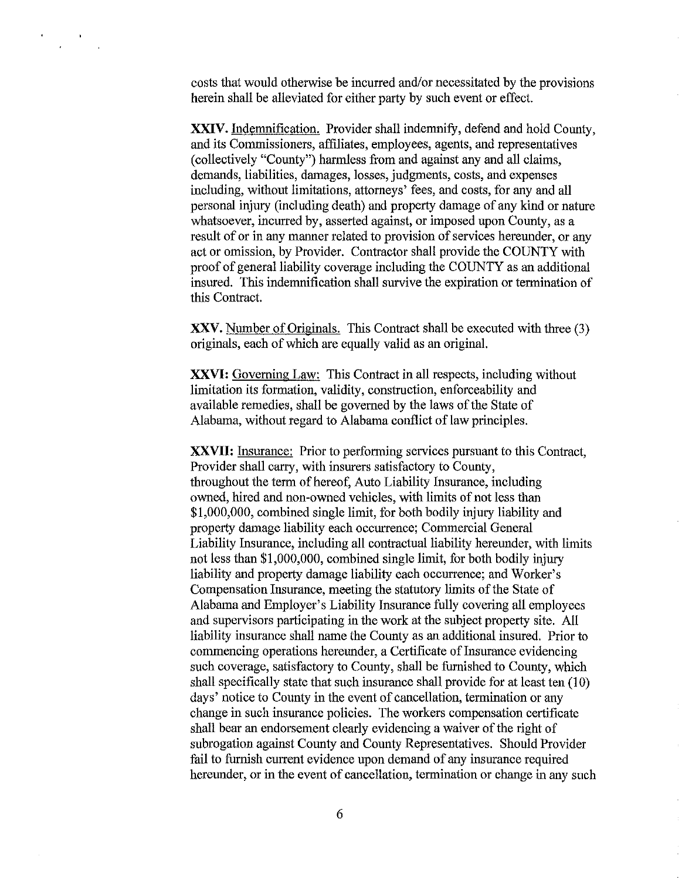costs that would otherwise be incurred and/or necessitated by the provisions herein shall be alleviated for either party by such event or effect.

**XXIV.** Indemnification. Provider shall indemnify, defend and hold County, and its Commissioners, affiliates, employees, agents, and representatives (collectively "County") harmless from and against any and all claims, demands, liabilities, damages, losses, judgments, costs, and expenses including, without limitations, attorneys' fees, and costs, for any and all personal injury (including death) and property damage of any kind or nature whatsoever, incurred by, asserted against, or imposed upon County, as a result of or in any manner related to provision of services hereunder, or any act or omission, by Provider. Contractor shall provide the COUNTY with proof of general liability coverage including the COUNTY as an additional insured. This indemnification shall survive the expiration or termination of this Contract.

**XXV.** Number of Originals. This Contract shall be executed with three (3) originals, each of which are equally valid as an original.

**XXVI:** Governing Law: This Contract in all respects, including without limitation its formation, validity, construction, enforceability and available remedies, shall be governed by the laws of the State of Alabama, without regard to Alabama conflict of law principles.

**XXVII:** Insurance: Prior to performing services pursuant to this Contract, Provider shall carry, with insurers satisfactory to County, throughout the term of hereof, Auto Liability Insurance, including owned, hired and non-owned vehicles, with limits of not less than $1,000,000, combined single limit, for both bodily injury liability and property damage liability each occurrence; Commercial General Liability Insurance, including all contractual liability hereunder, with limits not less than $1,000,000, combined single limit, for both bodily injury liability and property damage liability each occurrence; and Worker's Compensation Insurance, meeting the statutory limits of the State of Alabama and Employer's Liability Insurance fully covering all employees and supervisors participating in the work at the subject property site. All liability insurance shall name the County as an additional insured. Prior to commencing operations hereunder, a Certificate of Insurance evidencing such coverage, satisfactory to County, shall be furnished to County, which shall specifically state that such insurance shall provide for at least ten (10) days' notice to County in the event of cancellation, termination or any change in such insurance policies. The workers compensation certificate shall bear an endorsement clearly evidencing a waiver of the right of subrogation against County and County Representatives. Should Provider fail to furnish current evidence upon demand of any insurance required hereunder, or in the event of cancellation, termination or change in any such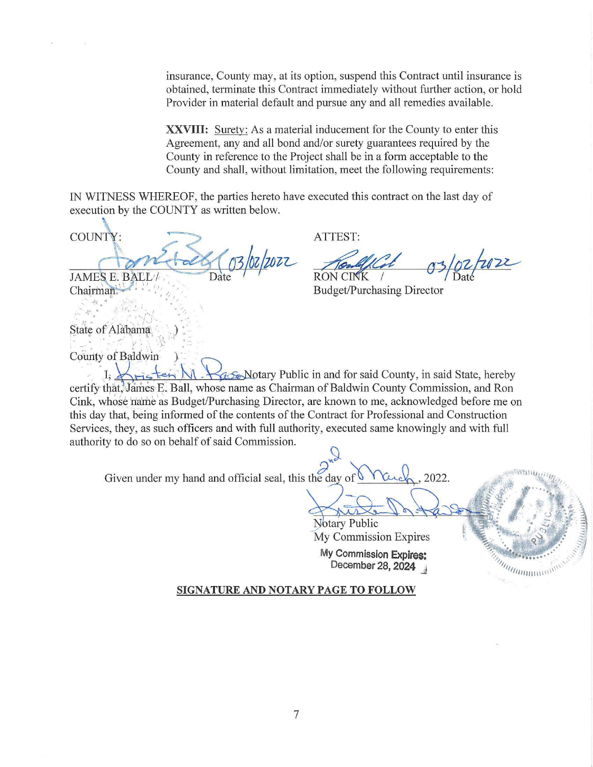insurance, County may, at its option, suspend this Contract until insurance is obtained, terminate this Contract immediately without further action, or hold Provider in material default and pursue any and all remedies available.

**XXVIII:** Surety: As a material inducement for the County to enter this Agreement, any and all bond and/or surety guarantees required by the County in reference to the Project shall be in a form acceptable to the County and shall, without limitation, meet the following requirements:

IN WITNESS WHEREOF, the parties hereto have executed this contract on the last day of execution by the COUNTY as written below.

COUNTY:

03/02/2022

JAMES E. BALL / Date
Chairman

ATTEST:

03/02/2022

RON CINK / Date
Budget/Purchasing Director

State of Alabama )

County of Baldwin )

I, Kristen M. Rose Notary Public in and for said County, in said State, hereby certify that, James E. Ball, whose name as Chairman of Baldwin County Commission, and Ron Cink, whose name as Budget/Purchasing Director, are known to me, acknowledged before me on this day that, being informed of the contents of the Contract for Professional and Construction Services, they, as such officers and with full authority, executed same knowingly and with full authority to do so on behalf of said Commission.

Given under my hand and official seal, this the 2nd day of March, 2022.

Notary Public
My Commission Expires
My Commission Expires:
December 28, 2024

**SIGNATURE AND NOTARY PAGE TO FOLLOW**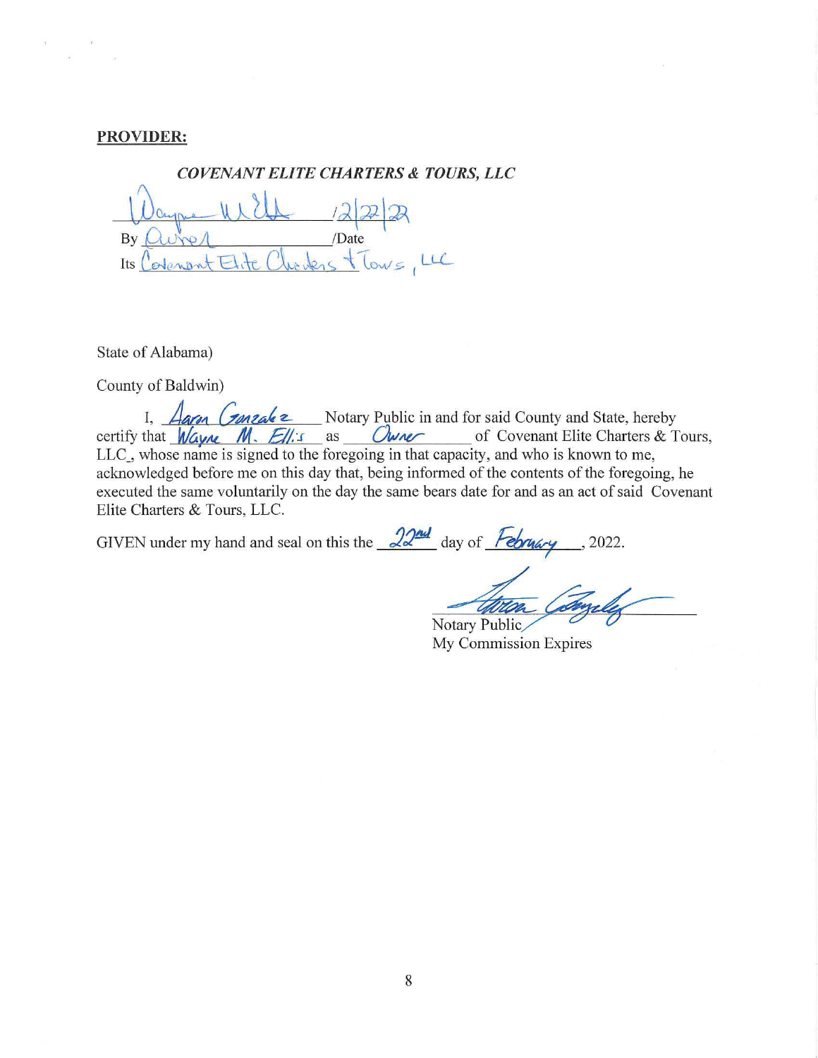**PROVIDER:**

*COVENANT ELITE CHARTERS & TOURS, LLC*

Wayne M Ellis /2/22/22

By Owner /Date

Its Covenant Elite Charters & Tours, LLC

State of Alabama)

County of Baldwin)

I, Aaron Gonzalez Notary Public in and for said County and State, hereby certify that Wayne M. Ellis as Owner of Covenant Elite Charters & Tours, LLC_, whose name is signed to the foregoing in that capacity, and who is known to me, acknowledged before me on this day that, being informed of the contents of the foregoing, he executed the same voluntarily on the day the same bears date for and as an act of said Covenant Elite Charters & Tours, LLC.

GIVEN under my hand and seal on this the 22nd day of February, 2022.

Aaron Gonzalez

Notary Public

My Commission Expires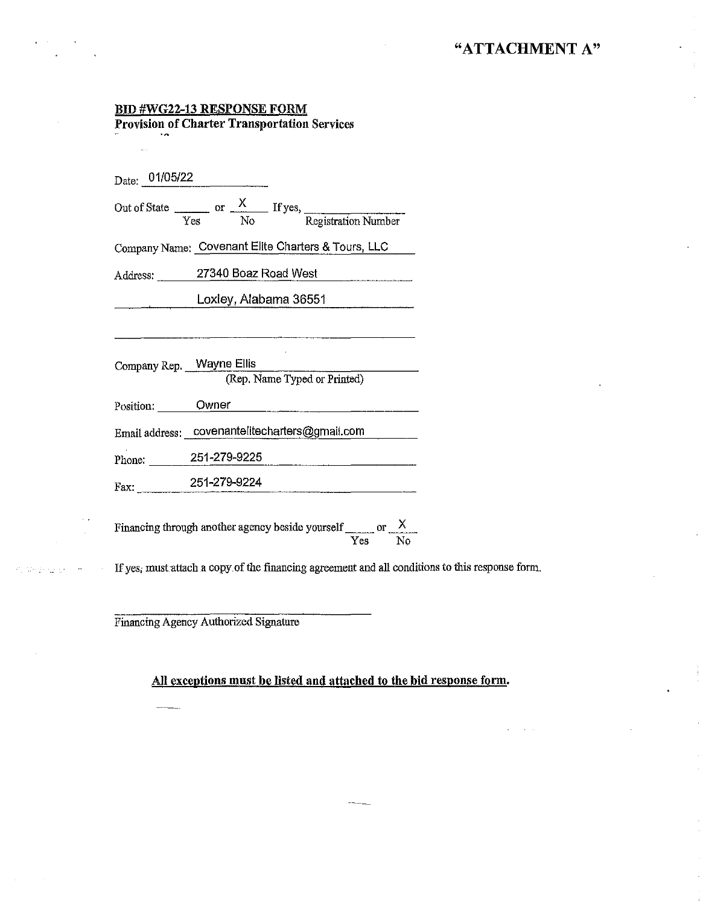**"ATTACHMENT A"**

**BID #WG22-13 RESPONSE FORM**
**Provision of Charter Transportation Services**

Date: 01/05/22

Out of State ______ or __X__ If yes, ________________
Yes No Registration Number

Company Name: Covenant Elite Charters & Tours, LLC

Address: 27340 Boaz Road West

Loxley, Alabama 36551

Company Rep. Wayne Ellis
(Rep. Name Typed or Printed)

Position: Owner

Email address: covenantelitecharters@gmail.com

Phone: 251-279-9225

Fax: 251-279-9224

Financing through another agency beside yourself ______ or __X__
Yes No

If yes, must attach a copy of the financing agreement and all conditions to this response form.

______________________________
Financing Agency Authorized Signature

**All exceptions must be listed and attached to the bid response form.**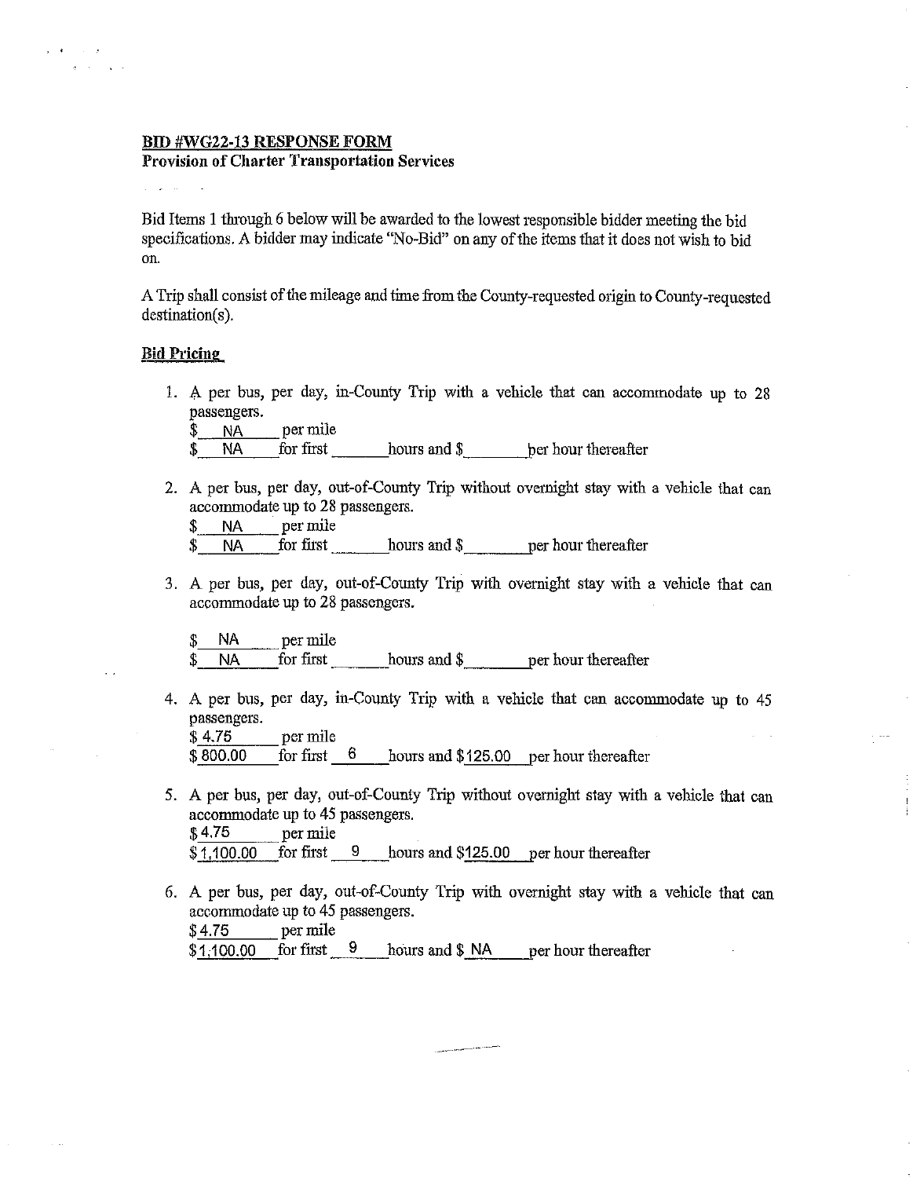**BID #WG22-13 RESPONSE FORM**
**Provision of Charter Transportation Services**

Bid Items 1 through 6 below will be awarded to the lowest responsible bidder meeting the bid specifications. A bidder may indicate "No-Bid" on any of the items that it does not wish to bid on.

A Trip shall consist of the mileage and time from the County-requested origin to County-requested destination(s).

**Bid Pricing**

1. A per bus, per day, in-County Trip with a vehicle that can accommodate up to 28 passengers.
   $ NA per mile
   $ NA for first ______ hours and $ ______ per hour thereafter

2. A per bus, per day, out-of-County Trip without overnight stay with a vehicle that can accommodate up to 28 passengers.
   $ NA per mile
   $ NA for first ______ hours and $ ______ per hour thereafter

3. A per bus, per day, out-of-County Trip with overnight stay with a vehicle that can accommodate up to 28 passengers.
   $ NA per mile
   $ NA for first ______ hours and $ ______ per hour thereafter

4. A per bus, per day, in-County Trip with a vehicle that can accommodate up to 45 passengers.
   $ 4.75 per mile
   $ 800.00 for first 6 hours and $ 125.00 per hour thereafter

5. A per bus, per day, out-of-County Trip without overnight stay with a vehicle that can accommodate up to 45 passengers.
   $ 4.75 per mile
   $ 1,100.00 for first 9 hours and $ 125.00 per hour thereafter

6. A per bus, per day, out-of-County Trip with overnight stay with a vehicle that can accommodate up to 45 passengers.
   $ 4.75 per mile
   $ 1,100.00 for first 9 hours and $ NA per hour thereafter